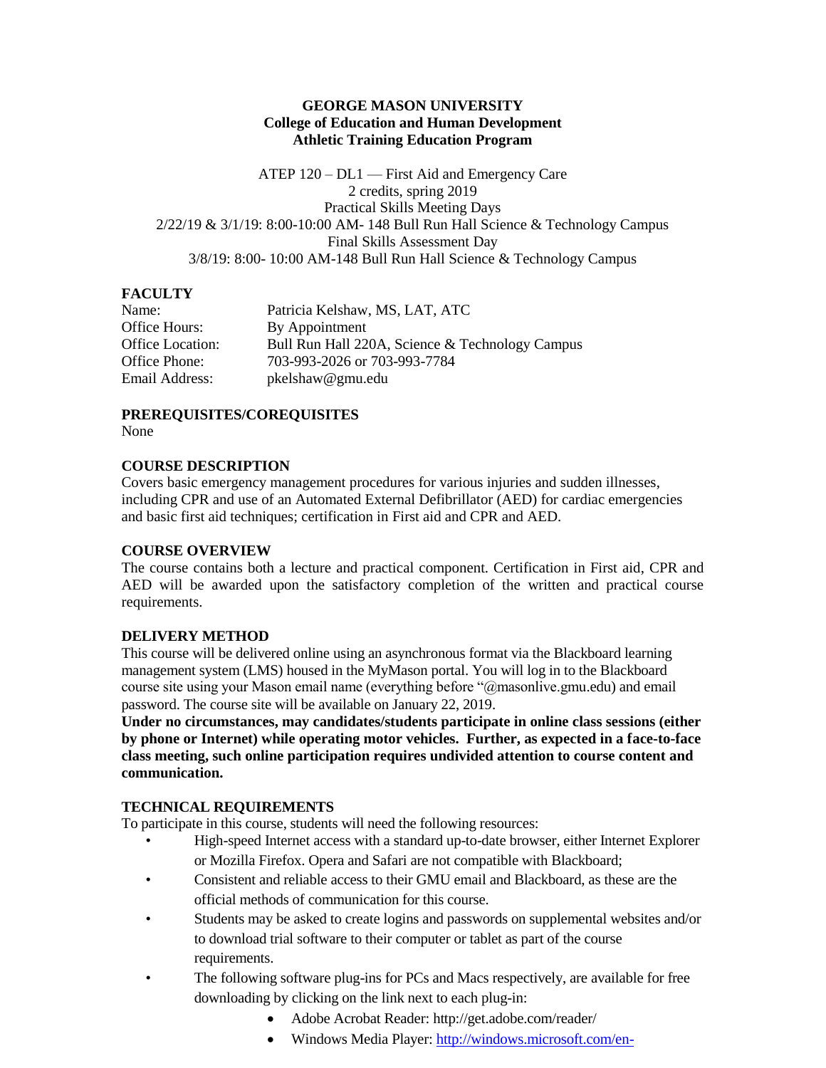**GEORGE MASON UNIVERSITY**
**College of Education and Human Development**
**Athletic Training Education Program**

ATEP 120 – DL1 — First Aid and Emergency Care
2 credits, spring 2019
Practical Skills Meeting Days
2/22/19 & 3/1/19: 8:00-10:00 AM- 148 Bull Run Hall Science & Technology Campus
Final Skills Assessment Day
3/8/19: 8:00- 10:00 AM-148 Bull Run Hall Science & Technology Campus

## FACULTY

| | |
|---|---|
| Name: | Patricia Kelshaw, MS, LAT, ATC |
| Office Hours: | By Appointment |
| Office Location: | Bull Run Hall 220A, Science & Technology Campus |
| Office Phone: | 703-993-2026 or 703-993-7784 |
| Email Address: | pkelshaw@gmu.edu |

## PREREQUISITES/COREQUISITES

None

## COURSE DESCRIPTION

Covers basic emergency management procedures for various injuries and sudden illnesses, including CPR and use of an Automated External Defibrillator (AED) for cardiac emergencies and basic first aid techniques; certification in First aid and CPR and AED.

## COURSE OVERVIEW

The course contains both a lecture and practical component. Certification in First aid, CPR and AED will be awarded upon the satisfactory completion of the written and practical course requirements.

## DELIVERY METHOD

This course will be delivered online using an asynchronous format via the Blackboard learning management system (LMS) housed in the MyMason portal. You will log in to the Blackboard course site using your Mason email name (everything before "@masonlive.gmu.edu) and email password. The course site will be available on January 22, 2019.

**Under no circumstances, may candidates/students participate in online class sessions (either by phone or Internet) while operating motor vehicles. Further, as expected in a face-to-face class meeting, such online participation requires undivided attention to course content and communication.**

## TECHNICAL REQUIREMENTS

To participate in this course, students will need the following resources:

- High-speed Internet access with a standard up-to-date browser, either Internet Explorer or Mozilla Firefox. Opera and Safari are not compatible with Blackboard;
- Consistent and reliable access to their GMU email and Blackboard, as these are the official methods of communication for this course.
- Students may be asked to create logins and passwords on supplemental websites and/or to download trial software to their computer or tablet as part of the course requirements.
- The following software plug-ins for PCs and Macs respectively, are available for free downloading by clicking on the link next to each plug-in:
  - Adobe Acrobat Reader: http://get.adobe.com/reader/
  - Windows Media Player: http://windows.microsoft.com/en-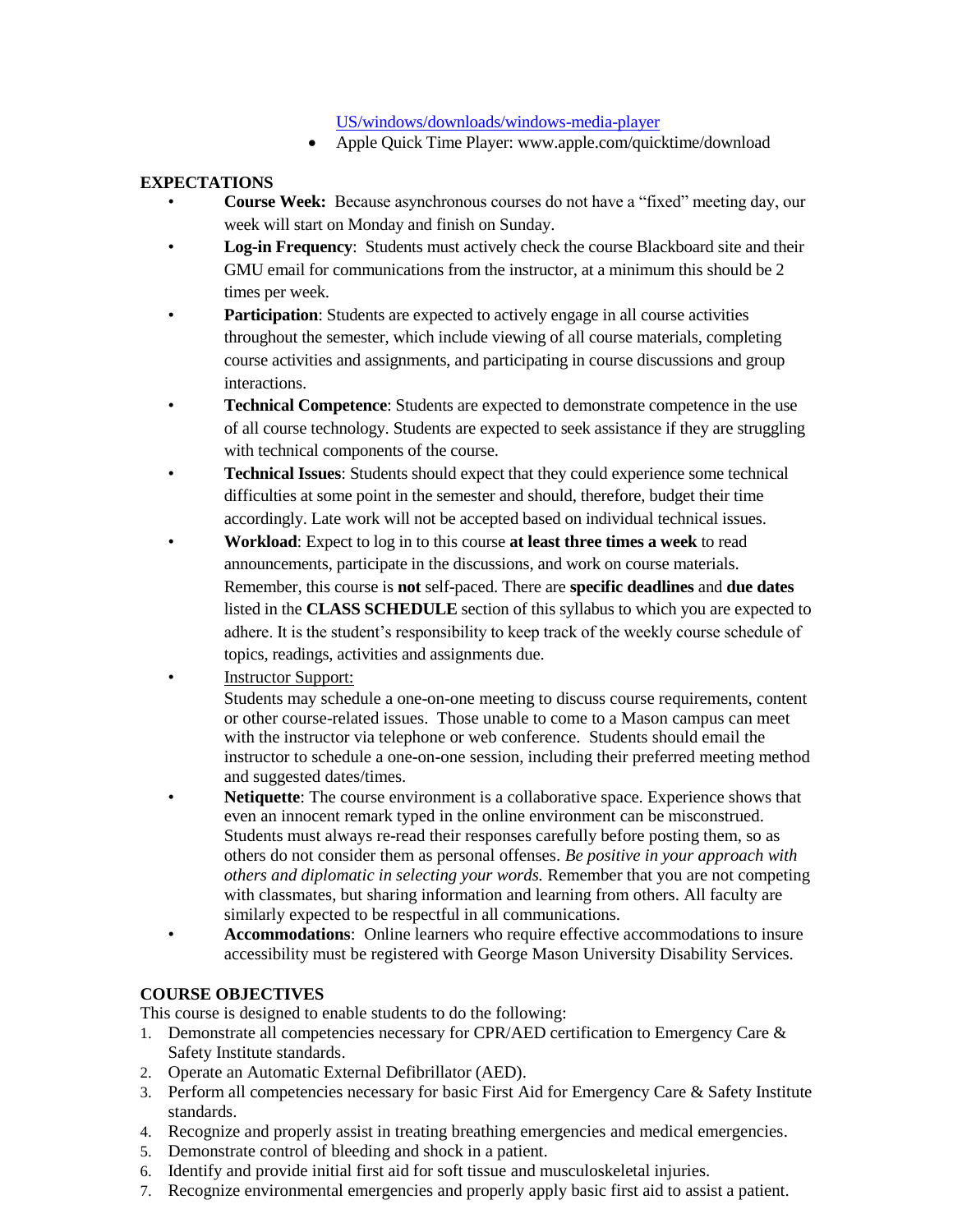- US/windows/downloads/windows-media-player
  - Apple Quick Time Player: www.apple.com/quicktime/download

**EXPECTATIONS**

- **Course Week:** Because asynchronous courses do not have a "fixed" meeting day, our week will start on Monday and finish on Sunday.
- **Log-in Frequency**: Students must actively check the course Blackboard site and their GMU email for communications from the instructor, at a minimum this should be 2 times per week.
- **Participation**: Students are expected to actively engage in all course activities throughout the semester, which include viewing of all course materials, completing course activities and assignments, and participating in course discussions and group interactions.
- **Technical Competence**: Students are expected to demonstrate competence in the use of all course technology. Students are expected to seek assistance if they are struggling with technical components of the course.
- **Technical Issues**: Students should expect that they could experience some technical difficulties at some point in the semester and should, therefore, budget their time accordingly. Late work will not be accepted based on individual technical issues.
- **Workload**: Expect to log in to this course **at least three times a week** to read announcements, participate in the discussions, and work on course materials. Remember, this course is **not** self-paced. There are **specific deadlines** and **due dates** listed in the **CLASS SCHEDULE** section of this syllabus to which you are expected to adhere. It is the student's responsibility to keep track of the weekly course schedule of topics, readings, activities and assignments due.
- Instructor Support:
  Students may schedule a one-on-one meeting to discuss course requirements, content or other course-related issues. Those unable to come to a Mason campus can meet with the instructor via telephone or web conference. Students should email the instructor to schedule a one-on-one session, including their preferred meeting method and suggested dates/times.
- **Netiquette**: The course environment is a collaborative space. Experience shows that even an innocent remark typed in the online environment can be misconstrued. Students must always re-read their responses carefully before posting them, so as others do not consider them as personal offenses. *Be positive in your approach with others and diplomatic in selecting your words.* Remember that you are not competing with classmates, but sharing information and learning from others. All faculty are similarly expected to be respectful in all communications.
- **Accommodations**: Online learners who require effective accommodations to insure accessibility must be registered with George Mason University Disability Services.

**COURSE OBJECTIVES**

This course is designed to enable students to do the following:

1. Demonstrate all competencies necessary for CPR/AED certification to Emergency Care & Safety Institute standards.
2. Operate an Automatic External Defibrillator (AED).
3. Perform all competencies necessary for basic First Aid for Emergency Care & Safety Institute standards.
4. Recognize and properly assist in treating breathing emergencies and medical emergencies.
5. Demonstrate control of bleeding and shock in a patient.
6. Identify and provide initial first aid for soft tissue and musculoskeletal injuries.
7. Recognize environmental emergencies and properly apply basic first aid to assist a patient.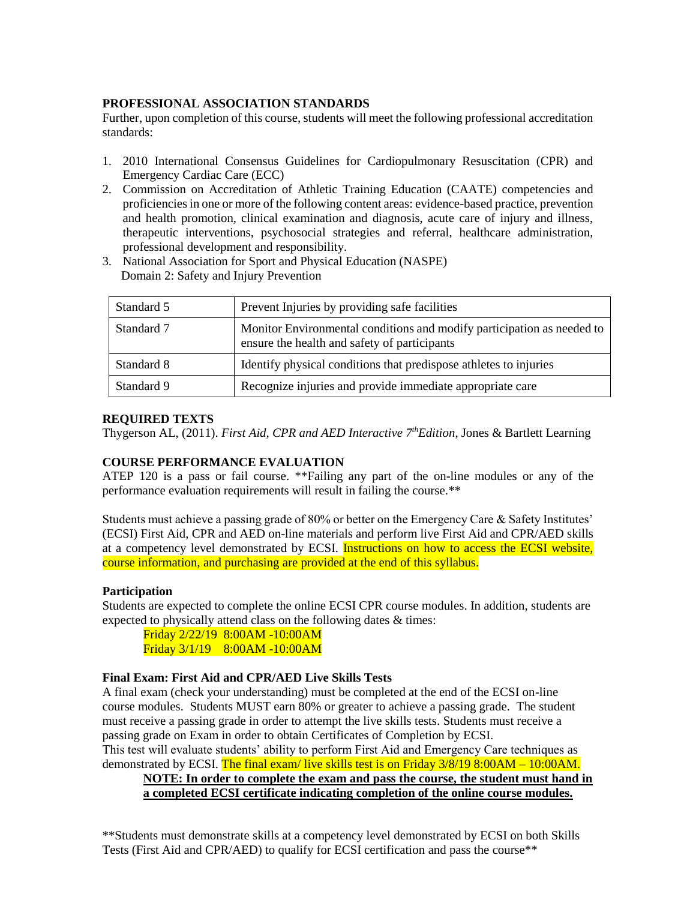### PROFESSIONAL ASSOCIATION STANDARDS

Further, upon completion of this course, students will meet the following professional accreditation standards:

1. 2010 International Consensus Guidelines for Cardiopulmonary Resuscitation (CPR) and Emergency Cardiac Care (ECC)
2. Commission on Accreditation of Athletic Training Education (CAATE) competencies and proficiencies in one or more of the following content areas: evidence-based practice, prevention and health promotion, clinical examination and diagnosis, acute care of injury and illness, therapeutic interventions, psychosocial strategies and referral, healthcare administration, professional development and responsibility.
3. National Association for Sport and Physical Education (NASPE)
   Domain 2: Safety and Injury Prevention

| | |
|---|---|
| Standard 5 | Prevent Injuries by providing safe facilities |
| Standard 7 | Monitor Environmental conditions and modify participation as needed to ensure the health and safety of participants |
| Standard 8 | Identify physical conditions that predispose athletes to injuries |
| Standard 9 | Recognize injuries and provide immediate appropriate care |

### REQUIRED TEXTS

Thygerson AL, (2011). *First Aid, CPR and AED Interactive 7th Edition*, Jones & Bartlett Learning

### COURSE PERFORMANCE EVALUATION

ATEP 120 is a pass or fail course. **Failing any part of the on-line modules or any of the performance evaluation requirements will result in failing the course.**

Students must achieve a passing grade of 80% or better on the Emergency Care & Safety Institutes' (ECSI) First Aid, CPR and AED on-line materials and perform live First Aid and CPR/AED skills at a competency level demonstrated by ECSI. Instructions on how to access the ECSI website, course information, and purchasing are provided at the end of this syllabus.

#### Participation

Students are expected to complete the online ECSI CPR course modules. In addition, students are expected to physically attend class on the following dates & times:

Friday 2/22/19 8:00AM -10:00AM
Friday 3/1/19 8:00AM -10:00AM

#### Final Exam: First Aid and CPR/AED Live Skills Tests

A final exam (check your understanding) must be completed at the end of the ECSI on-line course modules. Students MUST earn 80% or greater to achieve a passing grade. The student must receive a passing grade in order to attempt the live skills tests. Students must receive a passing grade on Exam in order to obtain Certificates of Completion by ECSI.
This test will evaluate students' ability to perform First Aid and Emergency Care techniques as demonstrated by ECSI. The final exam/ live skills test is on Friday 3/8/19 8:00AM – 10:00AM.

**NOTE: In order to complete the exam and pass the course, the student must hand in a completed ECSI certificate indicating completion of the online course modules.**

**Students must demonstrate skills at a competency level demonstrated by ECSI on both Skills Tests (First Aid and CPR/AED) to qualify for ECSI certification and pass the course**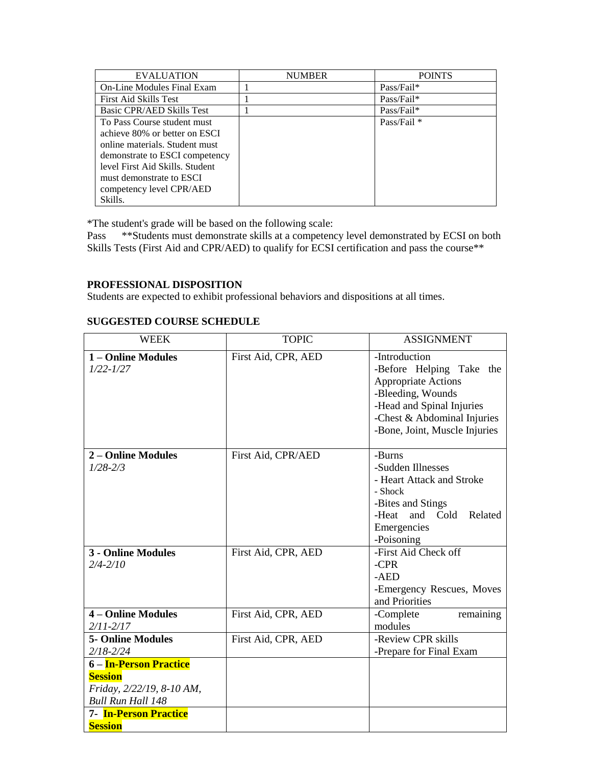| EVALUATION | NUMBER | POINTS |
|---|---|---|
| On-Line Modules Final Exam | 1 | Pass/Fail* |
| First Aid Skills Test | 1 | Pass/Fail* |
| Basic CPR/AED Skills Test | 1 | Pass/Fail* |
| To Pass Course student must achieve 80% or better on ESCI online materials. Student must demonstrate to ESCI competency level First Aid Skills. Student must demonstrate to ESCI competency level CPR/AED Skills. | | Pass/Fail * |

*The student's grade will be based on the following scale:
Pass **Students must demonstrate skills at a competency level demonstrated by ECSI on both Skills Tests (First Aid and CPR/AED) to qualify for ECSI certification and pass the course**

## PROFESSIONAL DISPOSITION

Students are expected to exhibit professional behaviors and dispositions at all times.

## SUGGESTED COURSE SCHEDULE

| WEEK | TOPIC | ASSIGNMENT |
|---|---|---|
| **1 – Online Modules** *1/22-1/27* | First Aid, CPR, AED | -Introduction<br>-Before Helping Take the Appropriate Actions<br>-Bleeding, Wounds<br>-Head and Spinal Injuries<br>-Chest & Abdominal Injuries<br>-Bone, Joint, Muscle Injuries |
| **2 – Online Modules** *1/28-2/3* | First Aid, CPR/AED | -Burns<br>-Sudden Illnesses<br>- Heart Attack and Stroke<br>- Shock<br>-Bites and Stings<br>-Heat and Cold Related Emergencies<br>-Poisoning |
| **3 - Online Modules** *2/4-2/10* | First Aid, CPR, AED | -First Aid Check off<br>-CPR<br>-AED<br>-Emergency Rescues, Moves and Priorities |
| **4 – Online Modules** *2/11-2/17* | First Aid, CPR, AED | -Complete remaining modules |
| **5- Online Modules** *2/18-2/24* | First Aid, CPR, AED | -Review CPR skills<br>-Prepare for Final Exam |
| **6 – In-Person Practice Session** *Friday, 2/22/19, 8-10 AM, Bull Run Hall 148* | | |
| **7- In-Person Practice Session** | | |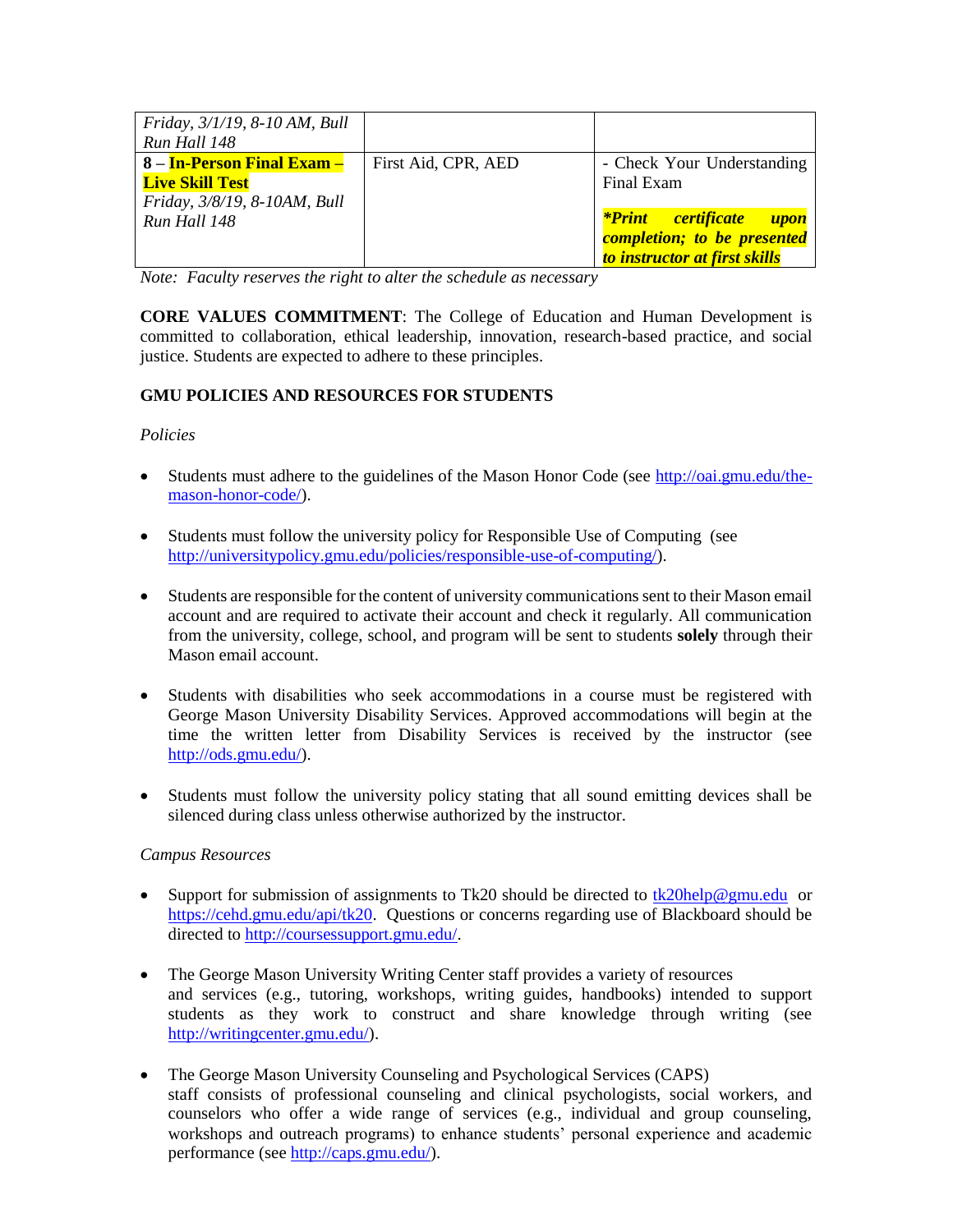| | | |
|---|---|---|
| *Friday, 3/1/19, 8-10 AM, Bull Run Hall 148* | | |
| **8 – In-Person Final Exam – Live Skill Test** *Friday, 3/8/19, 8-10AM, Bull Run Hall 148* | First Aid, CPR, AED | - Check Your Understanding Final Exam ***Print certificate upon completion; to be presented to instructor at first skills** |

*Note: Faculty reserves the right to alter the schedule as necessary*

**CORE VALUES COMMITMENT**: The College of Education and Human Development is committed to collaboration, ethical leadership, innovation, research-based practice, and social justice. Students are expected to adhere to these principles.

**GMU POLICIES AND RESOURCES FOR STUDENTS**

*Policies*

- Students must adhere to the guidelines of the Mason Honor Code (see http://oai.gmu.edu/the-mason-honor-code/).

- Students must follow the university policy for Responsible Use of Computing (see http://universitypolicy.gmu.edu/policies/responsible-use-of-computing/).

- Students are responsible for the content of university communications sent to their Mason email account and are required to activate their account and check it regularly. All communication from the university, college, school, and program will be sent to students **solely** through their Mason email account.

- Students with disabilities who seek accommodations in a course must be registered with George Mason University Disability Services. Approved accommodations will begin at the time the written letter from Disability Services is received by the instructor (see http://ods.gmu.edu/).

- Students must follow the university policy stating that all sound emitting devices shall be silenced during class unless otherwise authorized by the instructor.

*Campus Resources*

- Support for submission of assignments to Tk20 should be directed to tk20help@gmu.edu or https://cehd.gmu.edu/api/tk20. Questions or concerns regarding use of Blackboard should be directed to http://coursessupport.gmu.edu/.

- The George Mason University Writing Center staff provides a variety of resources and services (e.g., tutoring, workshops, writing guides, handbooks) intended to support students as they work to construct and share knowledge through writing (see http://writingcenter.gmu.edu/).

- The George Mason University Counseling and Psychological Services (CAPS) staff consists of professional counseling and clinical psychologists, social workers, and counselors who offer a wide range of services (e.g., individual and group counseling, workshops and outreach programs) to enhance students' personal experience and academic performance (see http://caps.gmu.edu/).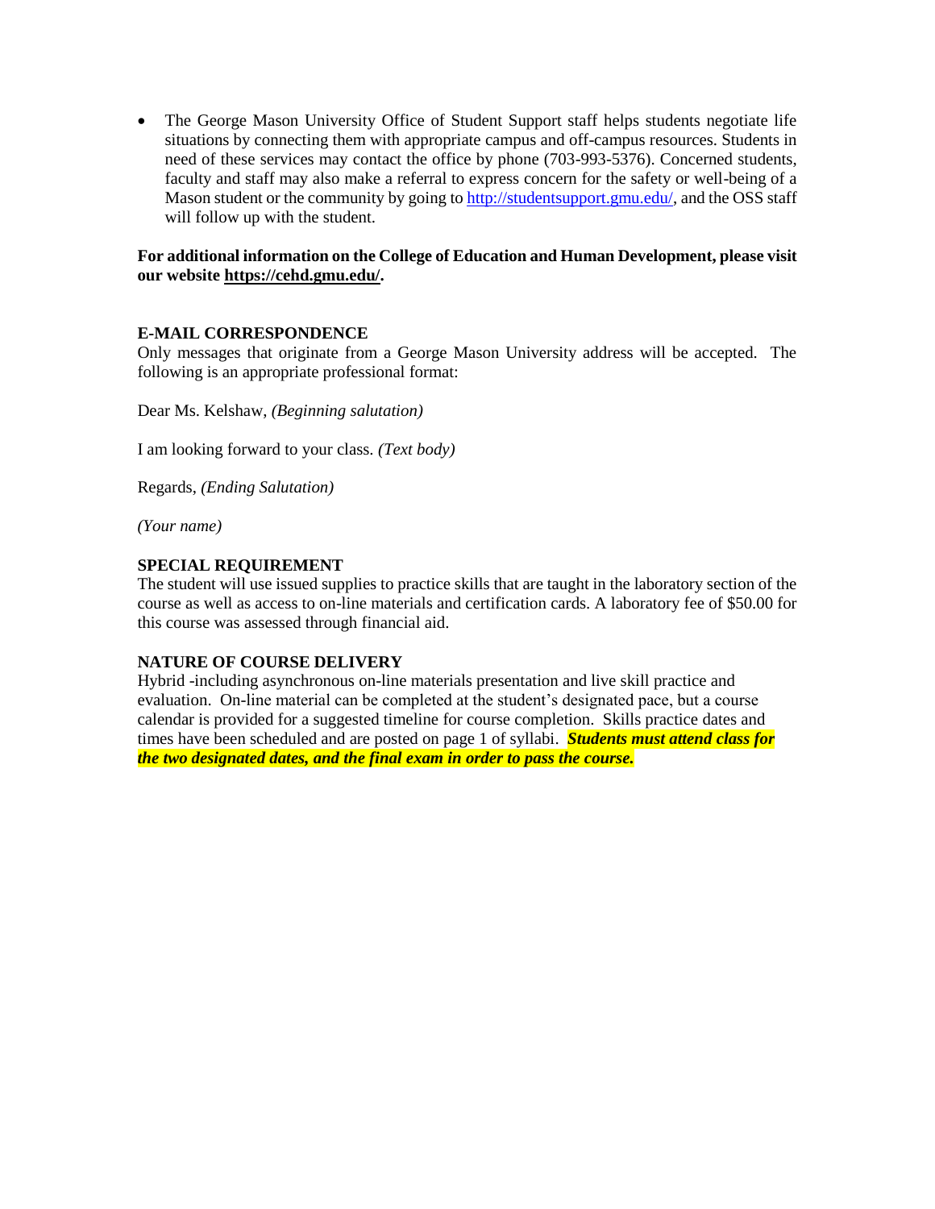- The George Mason University Office of Student Support staff helps students negotiate life situations by connecting them with appropriate campus and off-campus resources. Students in need of these services may contact the office by phone (703-993-5376). Concerned students, faculty and staff may also make a referral to express concern for the safety or well-being of a Mason student or the community by going to http://studentsupport.gmu.edu/, and the OSS staff will follow up with the student.

**For additional information on the College of Education and Human Development, please visit our website https://cehd.gmu.edu/.**

**E-MAIL CORRESPONDENCE**

Only messages that originate from a George Mason University address will be accepted. The following is an appropriate professional format:

Dear Ms. Kelshaw, *(Beginning salutation)*

I am looking forward to your class. *(Text body)*

Regards, *(Ending Salutation)*

*(Your name)*

**SPECIAL REQUIREMENT**

The student will use issued supplies to practice skills that are taught in the laboratory section of the course as well as access to on-line materials and certification cards. A laboratory fee of $50.00 for this course was assessed through financial aid.

**NATURE OF COURSE DELIVERY**

Hybrid -including asynchronous on-line materials presentation and live skill practice and evaluation. On-line material can be completed at the student's designated pace, but a course calendar is provided for a suggested timeline for course completion. Skills practice dates and times have been scheduled and are posted on page 1 of syllabi. ***Students must attend class for the two designated dates, and the final exam in order to pass the course.***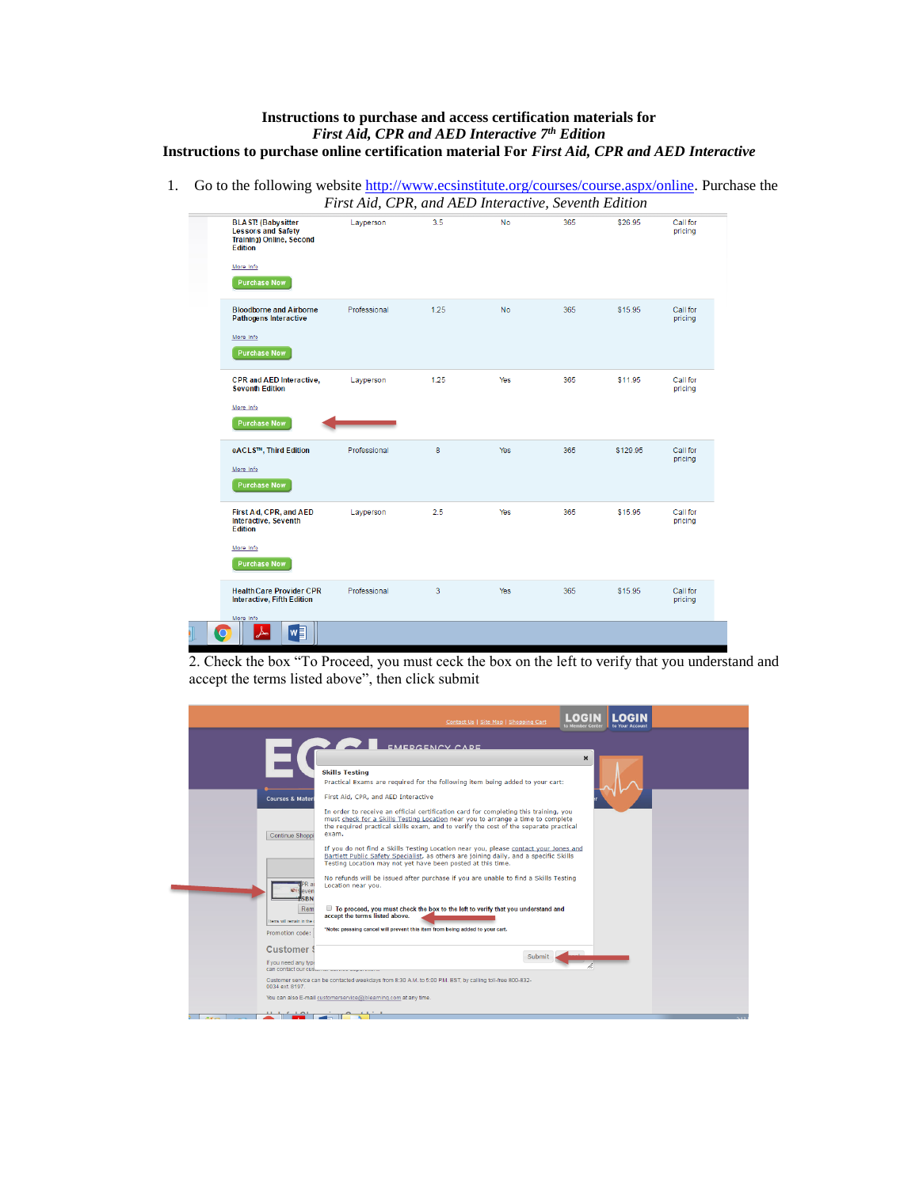**Instructions to purchase and access certification materials for**
***First Aid, CPR and AED Interactive 7th Edition***
**Instructions to purchase online certification material For *First Aid, CPR and AED Interactive***

1. Go to the following website http://www.ecsinstitute.org/courses/course.aspx/online. Purchase the *First Aid, CPR, and AED Interactive, Seventh Edition*

| | | | | | | |
|---|---|---|---|---|---|---|
| BLAST! (Babysitter Lessons and Safety Training) Online, Second Edition<br>More Info<br>Purchase Now | Layperson | 3.5 | No | 365 | $26.95 | Call for pricing |
| Bloodborne and Airborne Pathogens Interactive<br>More Info<br>Purchase Now | Professional | 1.25 | No | 365 | $15.95 | Call for pricing |
| CPR and AED Interactive, Seventh Edition<br>More Info<br>Purchase Now | Layperson | 1.25 | Yes | 365 | $11.95 | Call for pricing |
| eACLS™, Third Edition<br>More Info<br>Purchase Now | Professional | 8 | Yes | 365 | $129.95 | Call for pricing |
| First Aid, CPR, and AED Interactive, Seventh Edition<br>More Info<br>Purchase Now | Layperson | 2.5 | Yes | 365 | $15.95 | Call for pricing |
| HealthCare Provider CPR Interactive, Fifth Edition<br>More Info | Professional | 3 | Yes | 365 | $15.95 | Call for pricing |

2. Check the box "To Proceed, you must ceck the box on the left to verify that you understand and accept the terms listed above", then click submit

**Skills Testing**

Practical Exams are required for the following item being added to your cart:

First Aid, CPR, and AED Interactive

In order to receive an official certification card for completing this training, you must check for a Skills Testing Location near you to arrange a time to complete the required practical skills exam, and to verify the cost of the separate practical exam.

If you do not find a Skills Testing Location near you, please contact your Jones and Bartlett Public Safety Specialist, as others are joining daily, and a specific Skills Testing Location may not yet have been posted at this time.

No refunds will be issued after purchase if you are unable to find a Skills Testing Location near you.

☐ To proceed, you must check the box to the left to verify that you understand and accept the terms listed above.

*Note: pressing cancel will prevent this item from being added to your cart.

Submit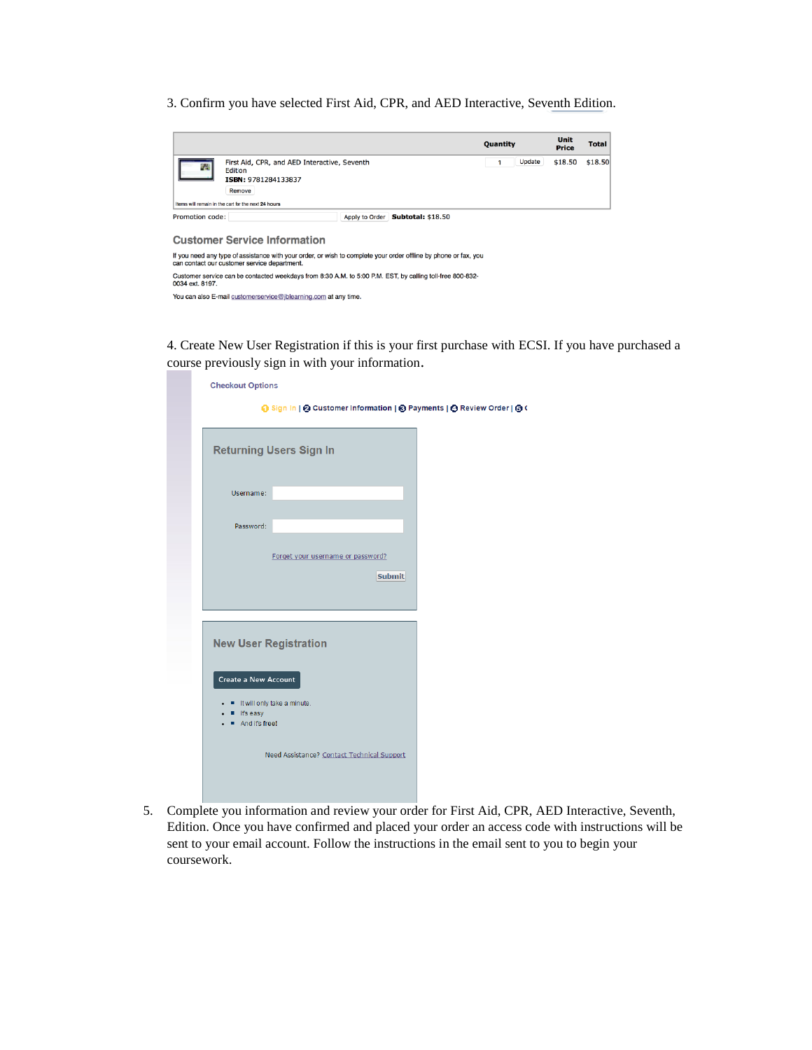3. Confirm you have selected First Aid, CPR, and AED Interactive, Seventh Edition.

| | | Quantity | | Unit Price | Total |
|---|---|---|---|---|---|
| | First Aid, CPR, and AED Interactive, Seventh Editon **ISBN:** 9781284133837 Remove | 1 | Update | $18.50 | $18.50 |

Items will remain in the cart for the next **24** hours

Promotion code: Apply to Order **Subtotal:** $18.50

**Customer Service Information**

If you need any type of assistance with your order, or wish to complete your order offline by phone or fax, you can contact our customer service department.

Customer service can be contacted weekdays from 8:30 A.M. to 5:00 P.M. EST, by calling toll-free 800-832-0034 ext. 8197.

You can also E-mail customerservice@jblearning.com at any time.

4. Create New User Registration if this is your first purchase with ECSI. If you have purchased a course previously sign in with your information.

Checkout Options

1 Sign In | 2 Customer Information | 3 Payments | 4 Review Order | 5 C

**Returning Users Sign In**

Username:

Password:

Forget your username or password?

Submit

**New User Registration**

Create a New Account

- It will only take a minute.
- It's easy
- And it's free!

Need Assistance? Contact Technical Support

5. Complete you information and review your order for First Aid, CPR, AED Interactive, Seventh, Edition. Once you have confirmed and placed your order an access code with instructions will be sent to your email account. Follow the instructions in the email sent to you to begin your coursework.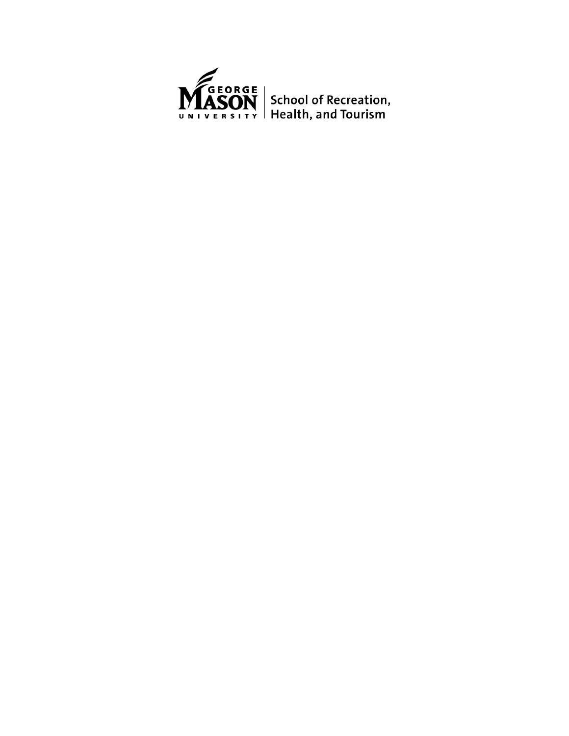GEORGE MASON UNIVERSITY | School of Recreation, Health, and Tourism